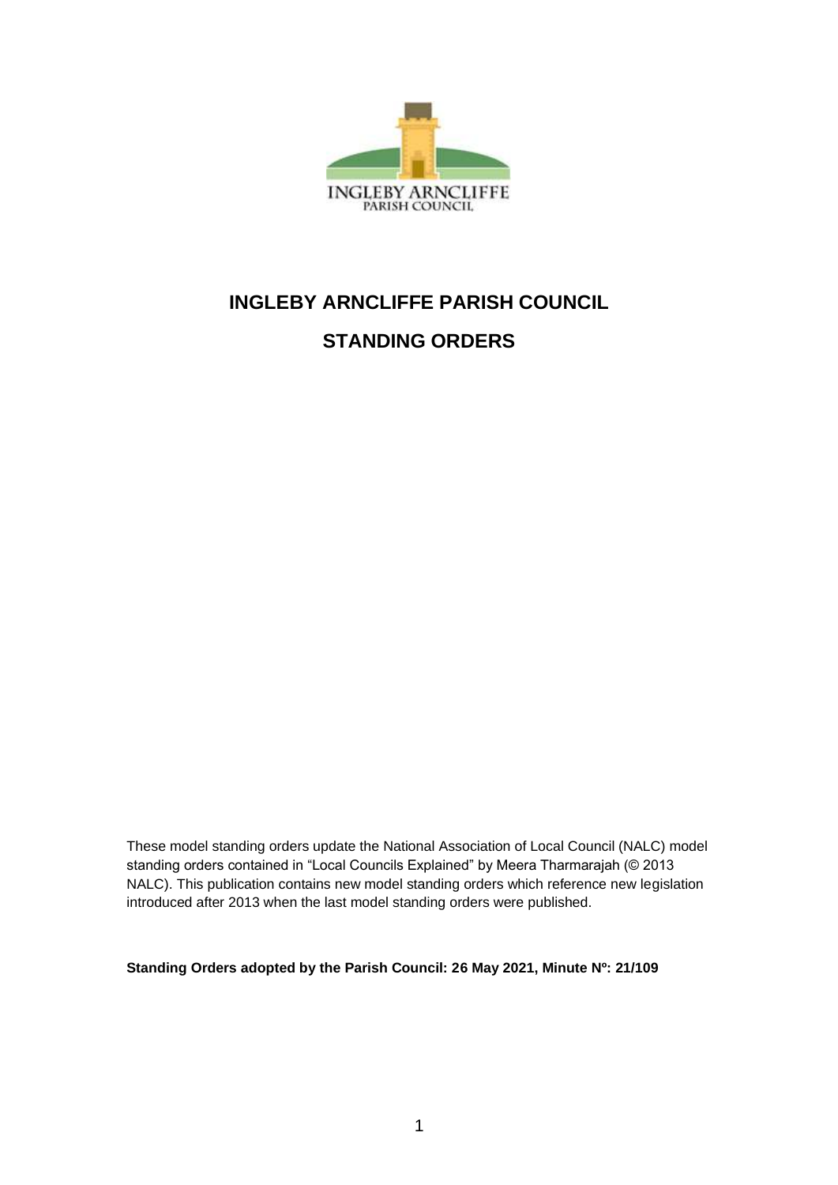INGLEBY ARNCLIFFE
PARISH COUNCIL

# INGLEBY ARNCLIFFE PARISH COUNCIL

## STANDING ORDERS

These model standing orders update the National Association of Local Council (NALC) model standing orders contained in "Local Councils Explained" by Meera Tharmarajah (© 2013 NALC). This publication contains new model standing orders which reference new legislation introduced after 2013 when the last model standing orders were published.

**Standing Orders adopted by the Parish Council: 26 May 2021, Minute Nº: 21/109**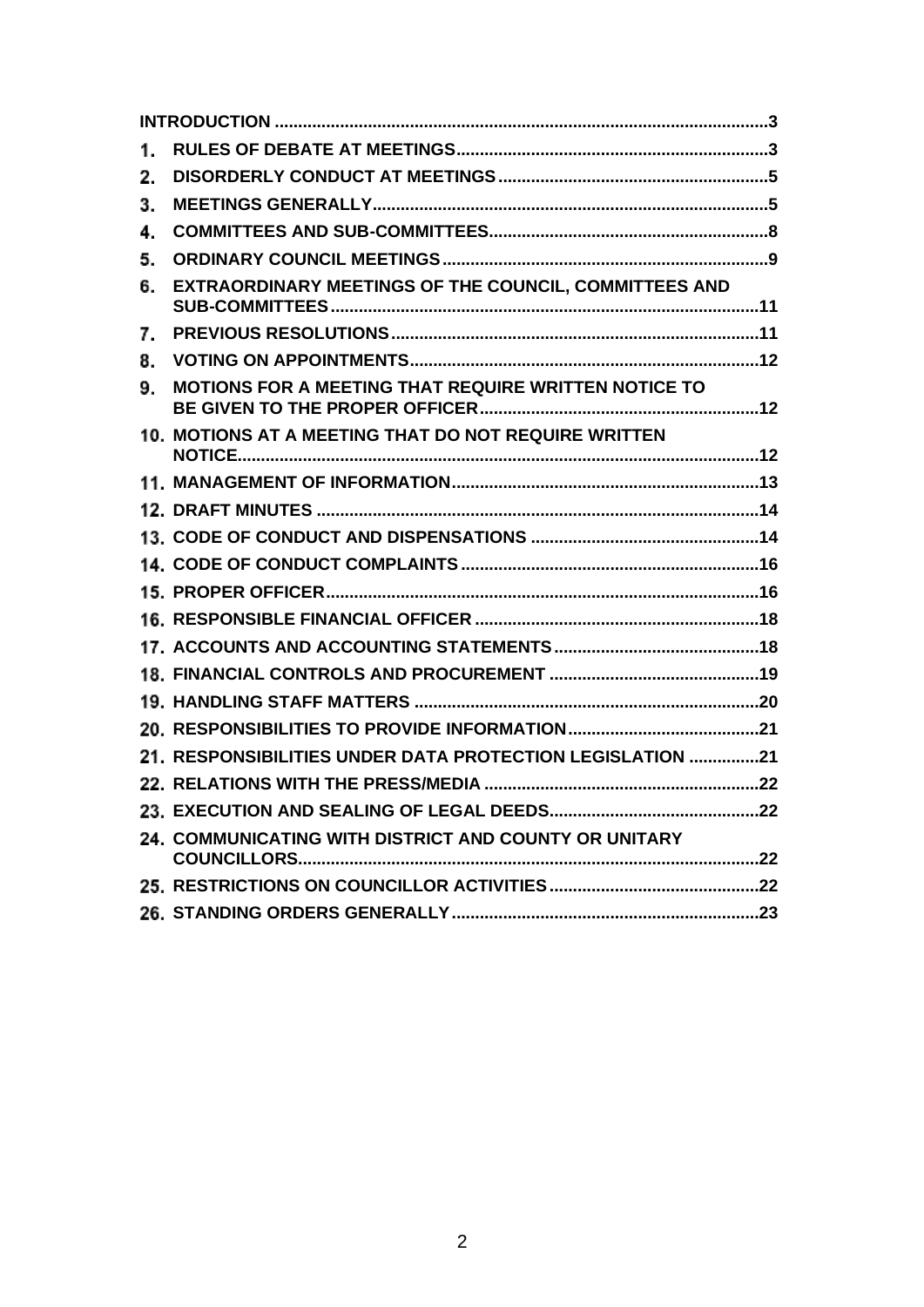**INTRODUCTION** ........................................................................................................3

1. **RULES OF DEBATE AT MEETINGS**..................................................................3
2. **DISORDERLY CONDUCT AT MEETINGS**..........................................................5
3. **MEETINGS GENERALLY**....................................................................................5
4. **COMMITTEES AND SUB-COMMITTEES**...........................................................8
5. **ORDINARY COUNCIL MEETINGS**.....................................................................9
6. **EXTRAORDINARY MEETINGS OF THE COUNCIL, COMMITTEES AND SUB-COMMITTEES**..........................................................................................11
7. **PREVIOUS RESOLUTIONS**..............................................................................11
8. **VOTING ON APPOINTMENTS**..........................................................................12
9. **MOTIONS FOR A MEETING THAT REQUIRE WRITTEN NOTICE TO BE GIVEN TO THE PROPER OFFICER**............................................................12
10. **MOTIONS AT A MEETING THAT DO NOT REQUIRE WRITTEN NOTICE**...............................................................................................................12
11. **MANAGEMENT OF INFORMATION**.................................................................13
12. **DRAFT MINUTES** ..............................................................................................14
13. **CODE OF CONDUCT AND DISPENSATIONS** .................................................14
14. **CODE OF CONDUCT COMPLAINTS**................................................................16
15. **PROPER OFFICER**............................................................................................16
16. **RESPONSIBLE FINANCIAL OFFICER** .............................................................18
17. **ACCOUNTS AND ACCOUNTING STATEMENTS**............................................18
18. **FINANCIAL CONTROLS AND PROCUREMENT** .............................................19
19. **HANDLING STAFF MATTERS** ..........................................................................20
20. **RESPONSIBILITIES TO PROVIDE INFORMATION**.........................................21
21. **RESPONSIBILITIES UNDER DATA PROTECTION LEGISLATION** ...............21
22. **RELATIONS WITH THE PRESS/MEDIA** ...........................................................22
23. **EXECUTION AND SEALING OF LEGAL DEEDS**.............................................22
24. **COMMUNICATING WITH DISTRICT AND COUNTY OR UNITARY COUNCILLORS**..................................................................................................22
25. **RESTRICTIONS ON COUNCILLOR ACTIVITIES**.............................................22
26. **STANDING ORDERS GENERALLY**..................................................................23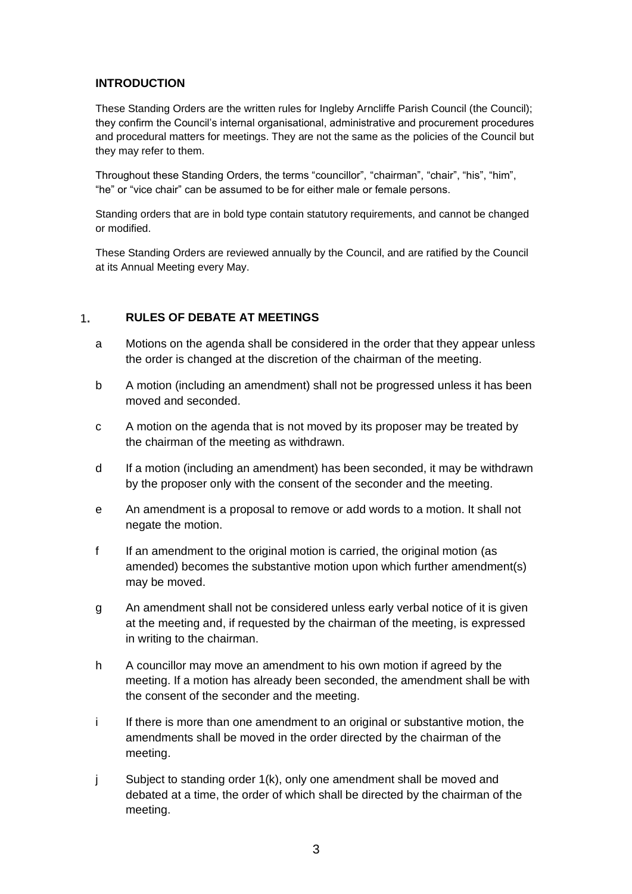## INTRODUCTION

These Standing Orders are the written rules for Ingleby Arncliffe Parish Council (the Council); they confirm the Council's internal organisational, administrative and procurement procedures and procedural matters for meetings. They are not the same as the policies of the Council but they may refer to them.

Throughout these Standing Orders, the terms "councillor", "chairman", "chair", "his", "him", "he" or "vice chair" can be assumed to be for either male or female persons.

Standing orders that are in bold type contain statutory requirements, and cannot be changed or modified.

These Standing Orders are reviewed annually by the Council, and are ratified by the Council at its Annual Meeting every May.

## 1. RULES OF DEBATE AT MEETINGS

a Motions on the agenda shall be considered in the order that they appear unless the order is changed at the discretion of the chairman of the meeting.

b A motion (including an amendment) shall not be progressed unless it has been moved and seconded.

c A motion on the agenda that is not moved by its proposer may be treated by the chairman of the meeting as withdrawn.

d If a motion (including an amendment) has been seconded, it may be withdrawn by the proposer only with the consent of the seconder and the meeting.

e An amendment is a proposal to remove or add words to a motion. It shall not negate the motion.

f If an amendment to the original motion is carried, the original motion (as amended) becomes the substantive motion upon which further amendment(s) may be moved.

g An amendment shall not be considered unless early verbal notice of it is given at the meeting and, if requested by the chairman of the meeting, is expressed in writing to the chairman.

h A councillor may move an amendment to his own motion if agreed by the meeting. If a motion has already been seconded, the amendment shall be with the consent of the seconder and the meeting.

i If there is more than one amendment to an original or substantive motion, the amendments shall be moved in the order directed by the chairman of the meeting.

j Subject to standing order 1(k), only one amendment shall be moved and debated at a time, the order of which shall be directed by the chairman of the meeting.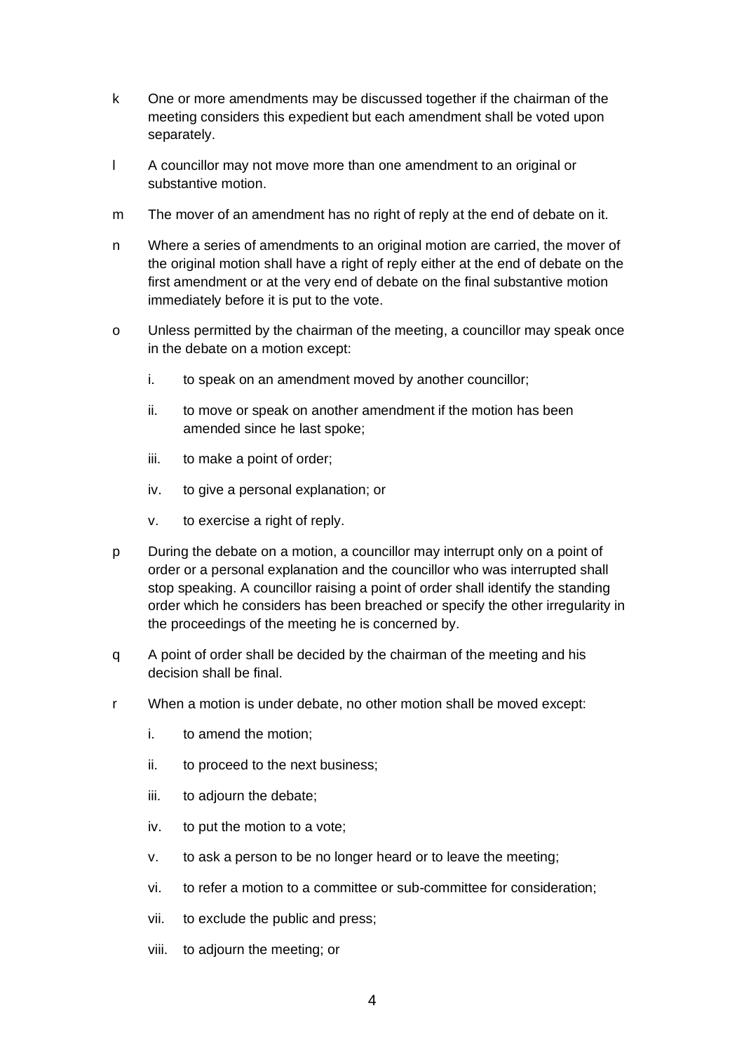k One or more amendments may be discussed together if the chairman of the meeting considers this expedient but each amendment shall be voted upon separately.

l A councillor may not move more than one amendment to an original or substantive motion.

m The mover of an amendment has no right of reply at the end of debate on it.

n Where a series of amendments to an original motion are carried, the mover of the original motion shall have a right of reply either at the end of debate on the first amendment or at the very end of debate on the final substantive motion immediately before it is put to the vote.

o Unless permitted by the chairman of the meeting, a councillor may speak once in the debate on a motion except:

  i. to speak on an amendment moved by another councillor;

  ii. to move or speak on another amendment if the motion has been amended since he last spoke;

  iii. to make a point of order;

  iv. to give a personal explanation; or

  v. to exercise a right of reply.

p During the debate on a motion, a councillor may interrupt only on a point of order or a personal explanation and the councillor who was interrupted shall stop speaking. A councillor raising a point of order shall identify the standing order which he considers has been breached or specify the other irregularity in the proceedings of the meeting he is concerned by.

q A point of order shall be decided by the chairman of the meeting and his decision shall be final.

r When a motion is under debate, no other motion shall be moved except:

  i. to amend the motion;

  ii. to proceed to the next business;

  iii. to adjourn the debate;

  iv. to put the motion to a vote;

  v. to ask a person to be no longer heard or to leave the meeting;

  vi. to refer a motion to a committee or sub-committee for consideration;

  vii. to exclude the public and press;

  viii. to adjourn the meeting; or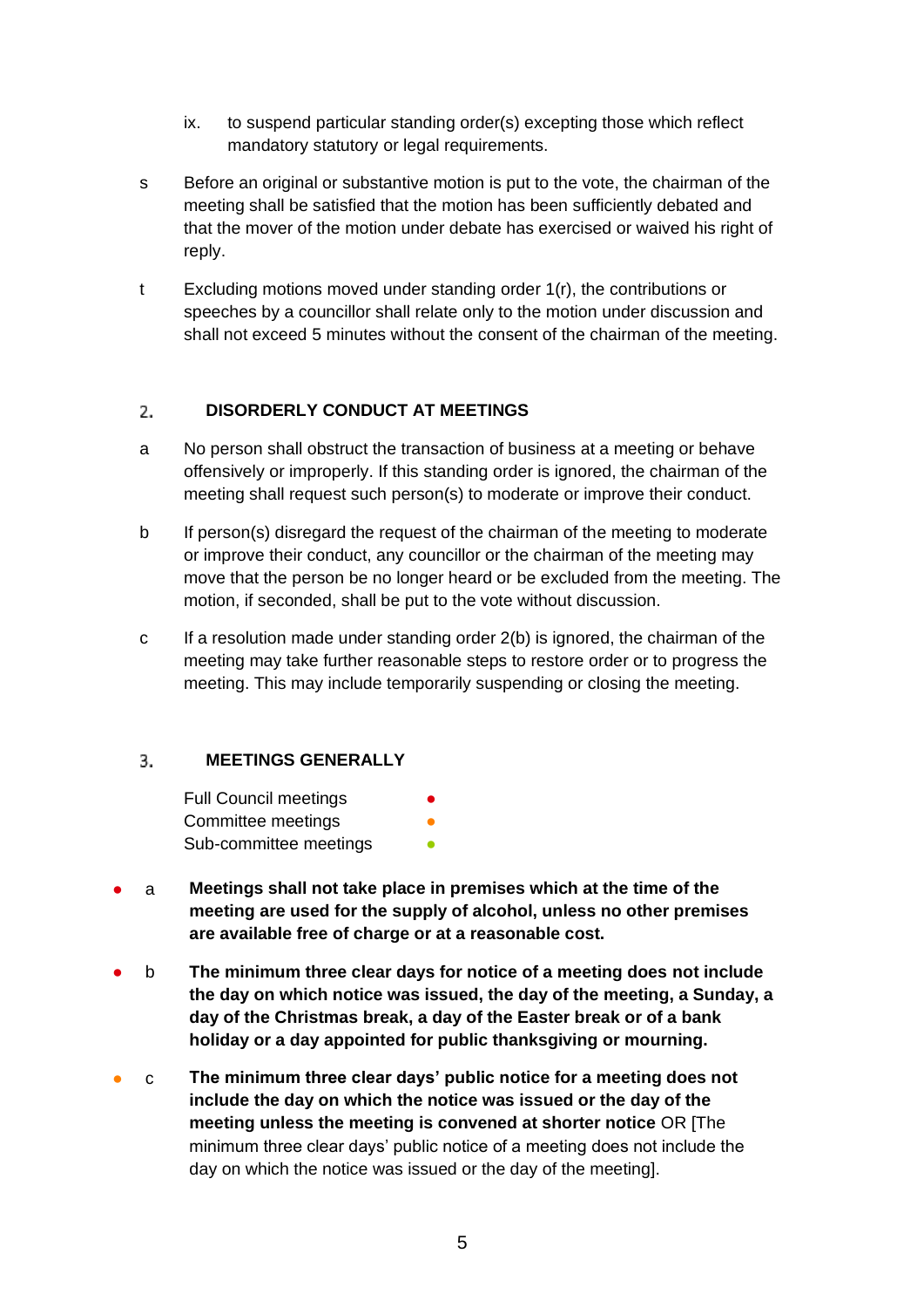ix. to suspend particular standing order(s) excepting those which reflect mandatory statutory or legal requirements.

s Before an original or substantive motion is put to the vote, the chairman of the meeting shall be satisfied that the motion has been sufficiently debated and that the mover of the motion under debate has exercised or waived his right of reply.

t Excluding motions moved under standing order 1(r), the contributions or speeches by a councillor shall relate only to the motion under discussion and shall not exceed 5 minutes without the consent of the chairman of the meeting.

## 2. DISORDERLY CONDUCT AT MEETINGS

a No person shall obstruct the transaction of business at a meeting or behave offensively or improperly. If this standing order is ignored, the chairman of the meeting shall request such person(s) to moderate or improve their conduct.

b If person(s) disregard the request of the chairman of the meeting to moderate or improve their conduct, any councillor or the chairman of the meeting may move that the person be no longer heard or be excluded from the meeting. The motion, if seconded, shall be put to the vote without discussion.

c If a resolution made under standing order 2(b) is ignored, the chairman of the meeting may take further reasonable steps to restore order or to progress the meeting. This may include temporarily suspending or closing the meeting.

## 3. MEETINGS GENERALLY

Full Council meetings ● (red)
Committee meetings ● (orange)
Sub-committee meetings ● (green)

● (red) a **Meetings shall not take place in premises which at the time of the meeting are used for the supply of alcohol, unless no other premises are available free of charge or at a reasonable cost.**

● (red) b **The minimum three clear days for notice of a meeting does not include the day on which notice was issued, the day of the meeting, a Sunday, a day of the Christmas break, a day of the Easter break or of a bank holiday or a day appointed for public thanksgiving or mourning.**

● (orange) c **The minimum three clear days' public notice for a meeting does not include the day on which the notice was issued or the day of the meeting unless the meeting is convened at shorter notice** OR [The minimum three clear days' public notice of a meeting does not include the day on which the notice was issued or the day of the meeting].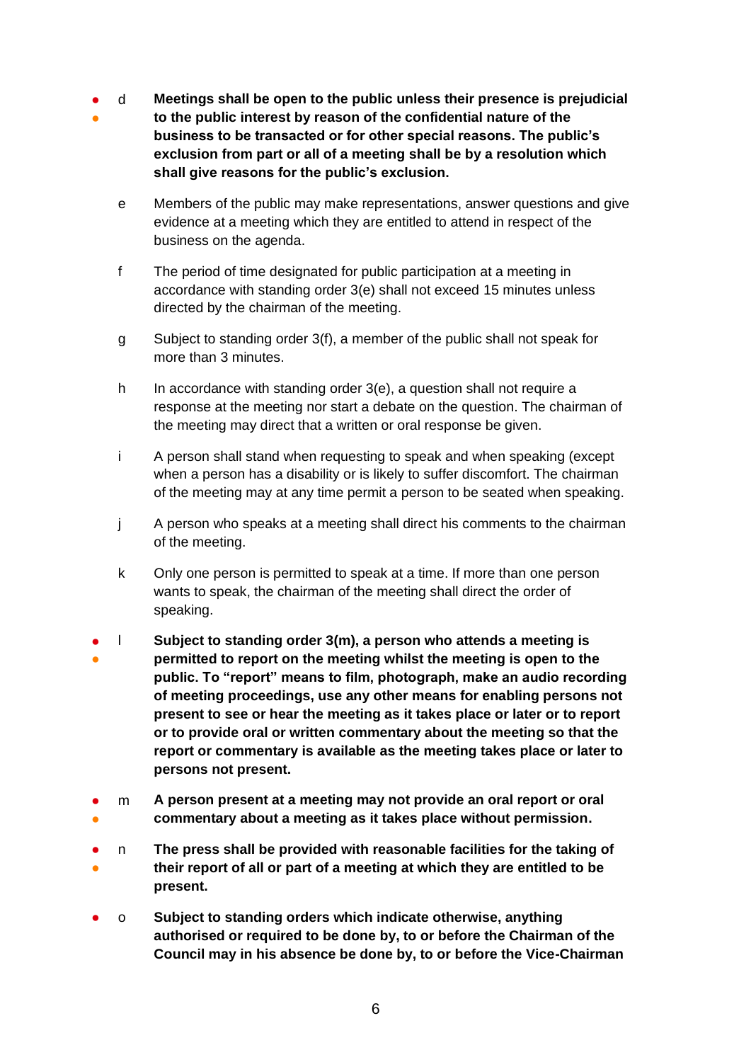d **Meetings shall be open to the public unless their presence is prejudicial to the public interest by reason of the confidential nature of the business to be transacted or for other special reasons. The public's exclusion from part or all of a meeting shall be by a resolution which shall give reasons for the public's exclusion.**

e Members of the public may make representations, answer questions and give evidence at a meeting which they are entitled to attend in respect of the business on the agenda.

f The period of time designated for public participation at a meeting in accordance with standing order 3(e) shall not exceed 15 minutes unless directed by the chairman of the meeting.

g Subject to standing order 3(f), a member of the public shall not speak for more than 3 minutes.

h In accordance with standing order 3(e), a question shall not require a response at the meeting nor start a debate on the question. The chairman of the meeting may direct that a written or oral response be given.

i A person shall stand when requesting to speak and when speaking (except when a person has a disability or is likely to suffer discomfort. The chairman of the meeting may at any time permit a person to be seated when speaking.

j A person who speaks at a meeting shall direct his comments to the chairman of the meeting.

k Only one person is permitted to speak at a time. If more than one person wants to speak, the chairman of the meeting shall direct the order of speaking.

l **Subject to standing order 3(m), a person who attends a meeting is permitted to report on the meeting whilst the meeting is open to the public. To "report" means to film, photograph, make an audio recording of meeting proceedings, use any other means for enabling persons not present to see or hear the meeting as it takes place or later or to report or to provide oral or written commentary about the meeting so that the report or commentary is available as the meeting takes place or later to persons not present.**

m **A person present at a meeting may not provide an oral report or oral commentary about a meeting as it takes place without permission.**

n **The press shall be provided with reasonable facilities for the taking of their report of all or part of a meeting at which they are entitled to be present.**

o **Subject to standing orders which indicate otherwise, anything authorised or required to be done by, to or before the Chairman of the Council may in his absence be done by, to or before the Vice-Chairman**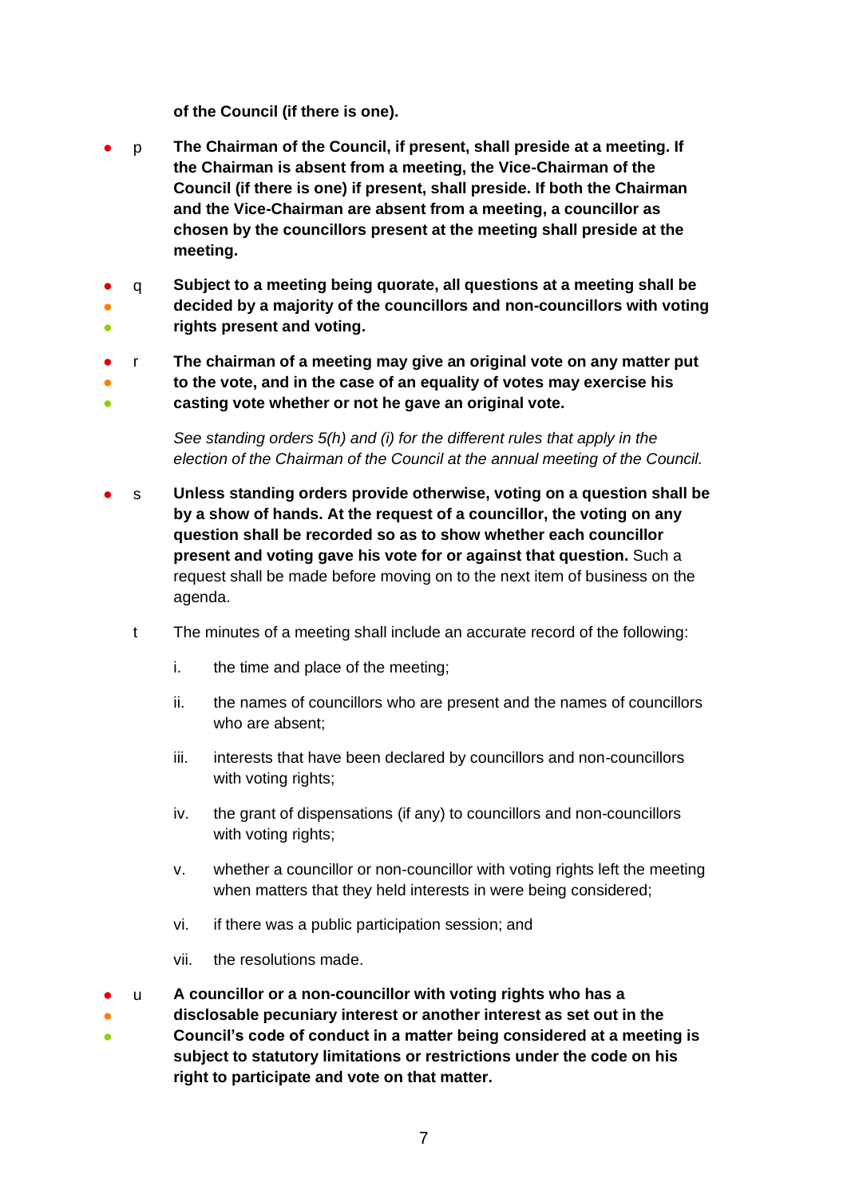**of the Council (if there is one).**

p **The Chairman of the Council, if present, shall preside at a meeting. If the Chairman is absent from a meeting, the Vice-Chairman of the Council (if there is one) if present, shall preside. If both the Chairman and the Vice-Chairman are absent from a meeting, a councillor as chosen by the councillors present at the meeting shall preside at the meeting.**

q **Subject to a meeting being quorate, all questions at a meeting shall be decided by a majority of the councillors and non-councillors with voting rights present and voting.**

r **The chairman of a meeting may give an original vote on any matter put to the vote, and in the case of an equality of votes may exercise his casting vote whether or not he gave an original vote.**

*See standing orders 5(h) and (i) for the different rules that apply in the election of the Chairman of the Council at the annual meeting of the Council.*

s **Unless standing orders provide otherwise, voting on a question shall be by a show of hands. At the request of a councillor, the voting on any question shall be recorded so as to show whether each councillor present and voting gave his vote for or against that question.** Such a request shall be made before moving on to the next item of business on the agenda.

t The minutes of a meeting shall include an accurate record of the following:

i. the time and place of the meeting;

ii. the names of councillors who are present and the names of councillors who are absent;

iii. interests that have been declared by councillors and non-councillors with voting rights;

iv. the grant of dispensations (if any) to councillors and non-councillors with voting rights;

v. whether a councillor or non-councillor with voting rights left the meeting when matters that they held interests in were being considered;

vi. if there was a public participation session; and

vii. the resolutions made.

u **A councillor or a non-councillor with voting rights who has a disclosable pecuniary interest or another interest as set out in the Council's code of conduct in a matter being considered at a meeting is subject to statutory limitations or restrictions under the code on his right to participate and vote on that matter.**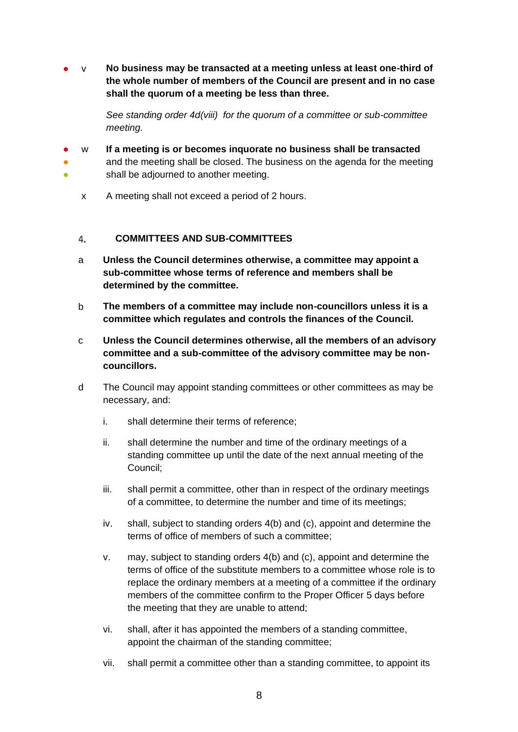- v **No business may be transacted at a meeting unless at least one-third of the whole number of members of the Council are present and in no case shall the quorum of a meeting be less than three.**

  *See standing order 4d(viii) for the quorum of a committee or sub-committee meeting.*

- w **If a meeting is or becomes inquorate no business shall be transacted** and the meeting shall be closed. The business on the agenda for the meeting shall be adjourned to another meeting.

x A meeting shall not exceed a period of 2 hours.

## 4. COMMITTEES AND SUB-COMMITTEES

a **Unless the Council determines otherwise, a committee may appoint a sub-committee whose terms of reference and members shall be determined by the committee.**

b **The members of a committee may include non-councillors unless it is a committee which regulates and controls the finances of the Council.**

c **Unless the Council determines otherwise, all the members of an advisory committee and a sub-committee of the advisory committee may be non-councillors.**

d The Council may appoint standing committees or other committees as may be necessary, and:

i. shall determine their terms of reference;

ii. shall determine the number and time of the ordinary meetings of a standing committee up until the date of the next annual meeting of the Council;

iii. shall permit a committee, other than in respect of the ordinary meetings of a committee, to determine the number and time of its meetings;

iv. shall, subject to standing orders 4(b) and (c), appoint and determine the terms of office of members of such a committee;

v. may, subject to standing orders 4(b) and (c), appoint and determine the terms of office of the substitute members to a committee whose role is to replace the ordinary members at a meeting of a committee if the ordinary members of the committee confirm to the Proper Officer 5 days before the meeting that they are unable to attend;

vi. shall, after it has appointed the members of a standing committee, appoint the chairman of the standing committee;

vii. shall permit a committee other than a standing committee, to appoint its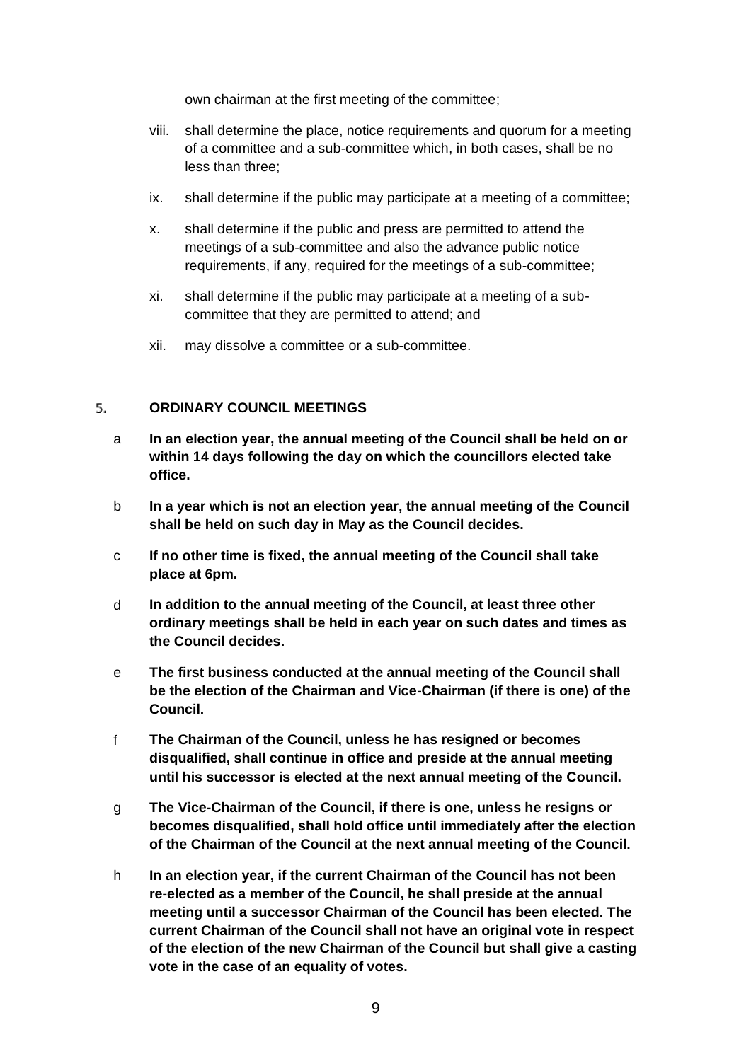own chairman at the first meeting of the committee;

viii. shall determine the place, notice requirements and quorum for a meeting of a committee and a sub-committee which, in both cases, shall be no less than three;

ix. shall determine if the public may participate at a meeting of a committee;

x. shall determine if the public and press are permitted to attend the meetings of a sub-committee and also the advance public notice requirements, if any, required for the meetings of a sub-committee;

xi. shall determine if the public may participate at a meeting of a sub-committee that they are permitted to attend; and

xii. may dissolve a committee or a sub-committee.

## 5. ORDINARY COUNCIL MEETINGS

a **In an election year, the annual meeting of the Council shall be held on or within 14 days following the day on which the councillors elected take office.**

b **In a year which is not an election year, the annual meeting of the Council shall be held on such day in May as the Council decides.**

c **If no other time is fixed, the annual meeting of the Council shall take place at 6pm.**

d **In addition to the annual meeting of the Council, at least three other ordinary meetings shall be held in each year on such dates and times as the Council decides.**

e **The first business conducted at the annual meeting of the Council shall be the election of the Chairman and Vice-Chairman (if there is one) of the Council.**

f **The Chairman of the Council, unless he has resigned or becomes disqualified, shall continue in office and preside at the annual meeting until his successor is elected at the next annual meeting of the Council.**

g **The Vice-Chairman of the Council, if there is one, unless he resigns or becomes disqualified, shall hold office until immediately after the election of the Chairman of the Council at the next annual meeting of the Council.**

h **In an election year, if the current Chairman of the Council has not been re-elected as a member of the Council, he shall preside at the annual meeting until a successor Chairman of the Council has been elected. The current Chairman of the Council shall not have an original vote in respect of the election of the new Chairman of the Council but shall give a casting vote in the case of an equality of votes.**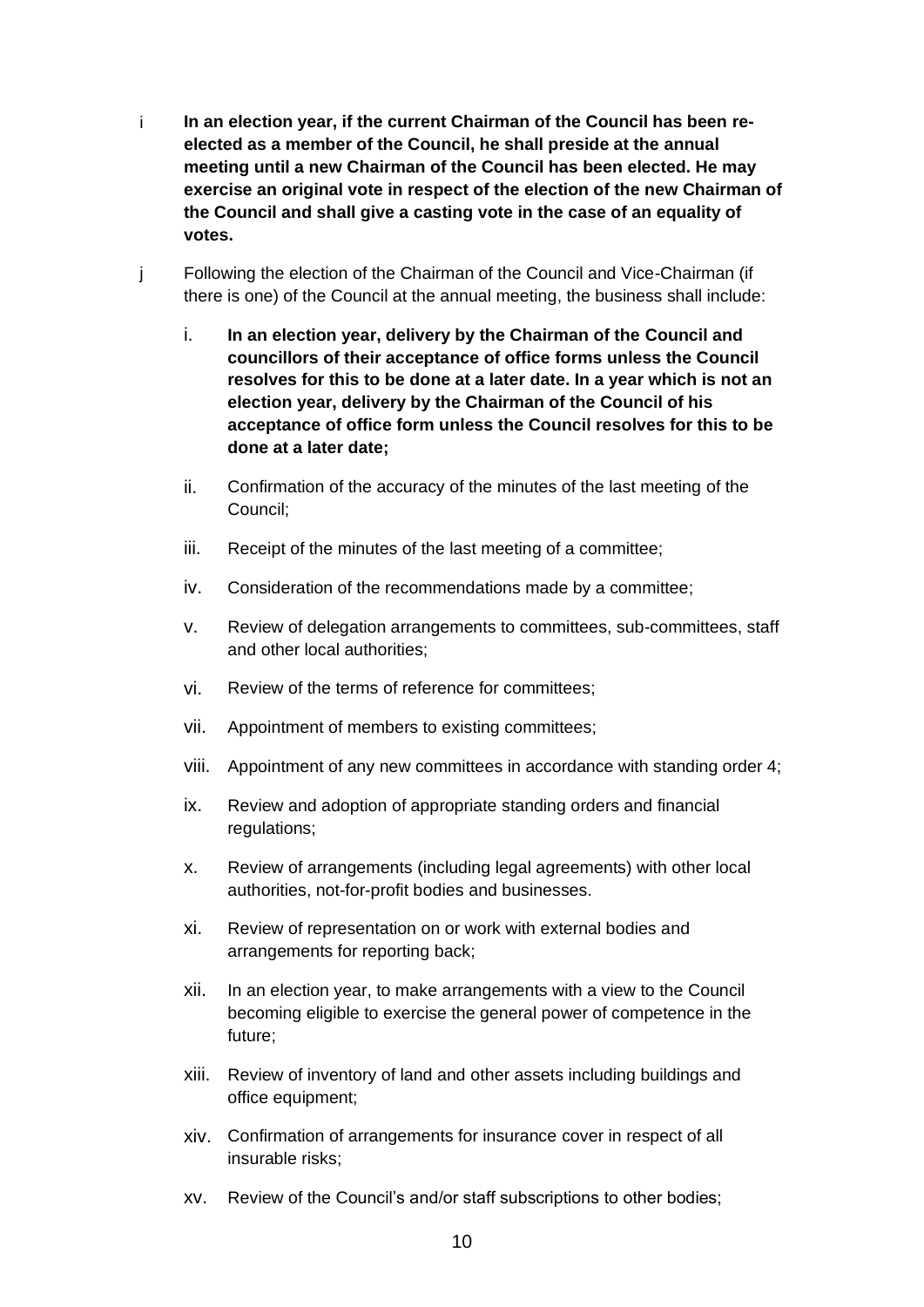i **In an election year, if the current Chairman of the Council has been re-elected as a member of the Council, he shall preside at the annual meeting until a new Chairman of the Council has been elected. He may exercise an original vote in respect of the election of the new Chairman of the Council and shall give a casting vote in the case of an equality of votes.**

j Following the election of the Chairman of the Council and Vice-Chairman (if there is one) of the Council at the annual meeting, the business shall include:

i. **In an election year, delivery by the Chairman of the Council and councillors of their acceptance of office forms unless the Council resolves for this to be done at a later date. In a year which is not an election year, delivery by the Chairman of the Council of his acceptance of office form unless the Council resolves for this to be done at a later date;**

ii. Confirmation of the accuracy of the minutes of the last meeting of the Council;

iii. Receipt of the minutes of the last meeting of a committee;

iv. Consideration of the recommendations made by a committee;

v. Review of delegation arrangements to committees, sub-committees, staff and other local authorities;

vi. Review of the terms of reference for committees;

vii. Appointment of members to existing committees;

viii. Appointment of any new committees in accordance with standing order 4;

ix. Review and adoption of appropriate standing orders and financial regulations;

x. Review of arrangements (including legal agreements) with other local authorities, not-for-profit bodies and businesses.

xi. Review of representation on or work with external bodies and arrangements for reporting back;

xii. In an election year, to make arrangements with a view to the Council becoming eligible to exercise the general power of competence in the future;

xiii. Review of inventory of land and other assets including buildings and office equipment;

xiv. Confirmation of arrangements for insurance cover in respect of all insurable risks;

xv. Review of the Council's and/or staff subscriptions to other bodies;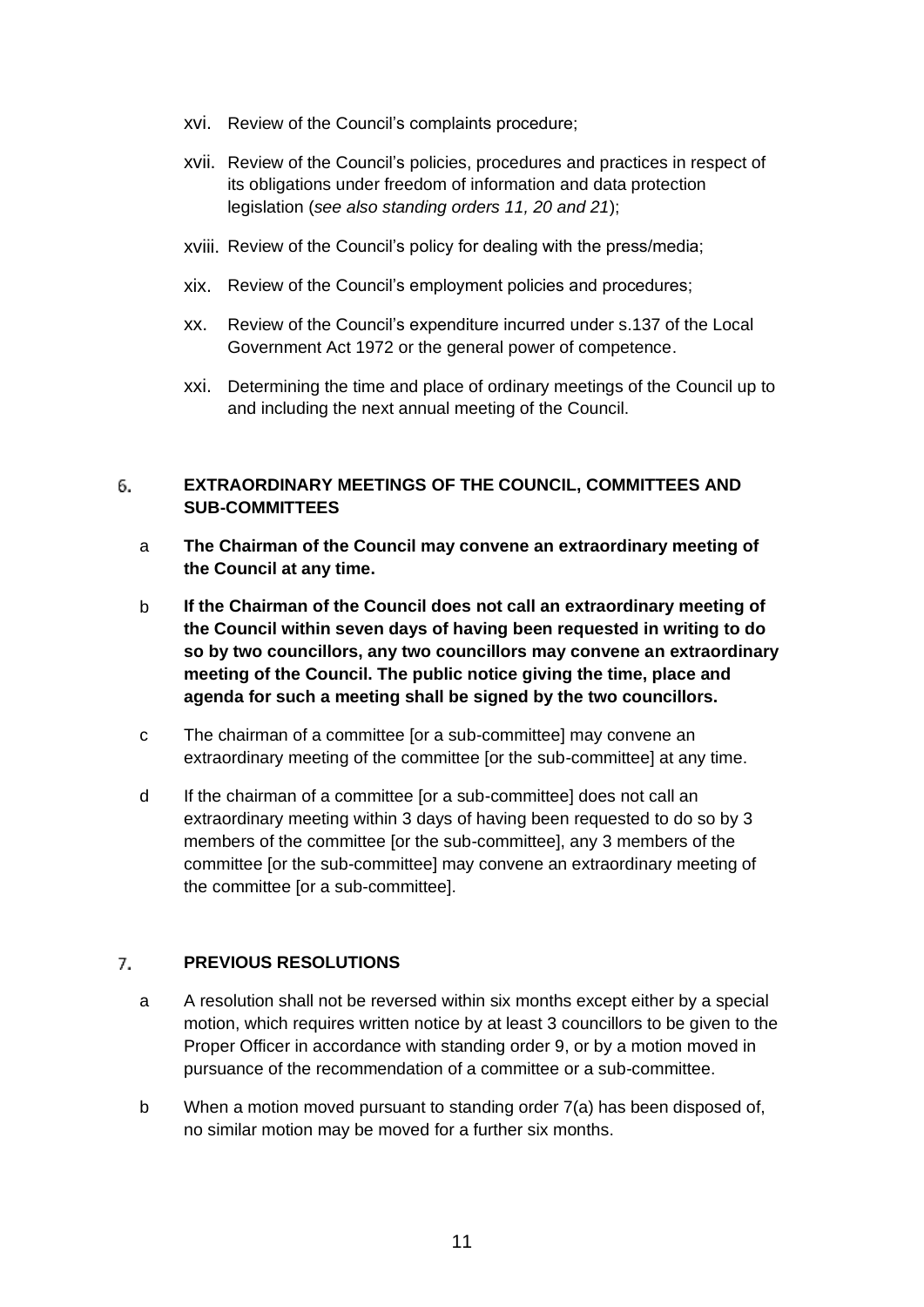xvi. Review of the Council's complaints procedure;

xvii. Review of the Council's policies, procedures and practices in respect of its obligations under freedom of information and data protection legislation (*see also standing orders 11, 20 and 21*);

xviii. Review of the Council's policy for dealing with the press/media;

xix. Review of the Council's employment policies and procedures;

xx. Review of the Council's expenditure incurred under s.137 of the Local Government Act 1972 or the general power of competence.

xxi. Determining the time and place of ordinary meetings of the Council up to and including the next annual meeting of the Council.

## 6. EXTRAORDINARY MEETINGS OF THE COUNCIL, COMMITTEES AND SUB-COMMITTEES

a **The Chairman of the Council may convene an extraordinary meeting of the Council at any time.**

b **If the Chairman of the Council does not call an extraordinary meeting of the Council within seven days of having been requested in writing to do so by two councillors, any two councillors may convene an extraordinary meeting of the Council. The public notice giving the time, place and agenda for such a meeting shall be signed by the two councillors.**

c The chairman of a committee [or a sub-committee] may convene an extraordinary meeting of the committee [or the sub-committee] at any time.

d If the chairman of a committee [or a sub-committee] does not call an extraordinary meeting within 3 days of having been requested to do so by 3 members of the committee [or the sub-committee], any 3 members of the committee [or the sub-committee] may convene an extraordinary meeting of the committee [or a sub-committee].

## 7. PREVIOUS RESOLUTIONS

a A resolution shall not be reversed within six months except either by a special motion, which requires written notice by at least 3 councillors to be given to the Proper Officer in accordance with standing order 9, or by a motion moved in pursuance of the recommendation of a committee or a sub-committee.

b When a motion moved pursuant to standing order 7(a) has been disposed of, no similar motion may be moved for a further six months.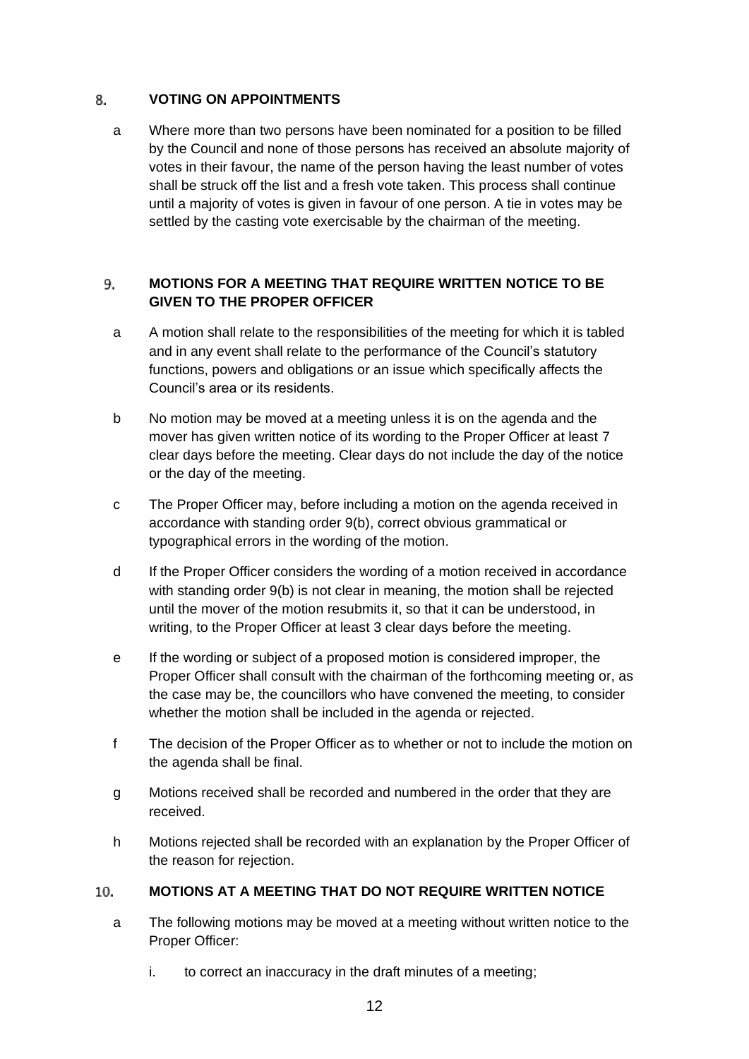## 8. VOTING ON APPOINTMENTS

a Where more than two persons have been nominated for a position to be filled by the Council and none of those persons has received an absolute majority of votes in their favour, the name of the person having the least number of votes shall be struck off the list and a fresh vote taken. This process shall continue until a majority of votes is given in favour of one person. A tie in votes may be settled by the casting vote exercisable by the chairman of the meeting.

## 9. MOTIONS FOR A MEETING THAT REQUIRE WRITTEN NOTICE TO BE GIVEN TO THE PROPER OFFICER

a A motion shall relate to the responsibilities of the meeting for which it is tabled and in any event shall relate to the performance of the Council's statutory functions, powers and obligations or an issue which specifically affects the Council's area or its residents.

b No motion may be moved at a meeting unless it is on the agenda and the mover has given written notice of its wording to the Proper Officer at least 7 clear days before the meeting. Clear days do not include the day of the notice or the day of the meeting.

c The Proper Officer may, before including a motion on the agenda received in accordance with standing order 9(b), correct obvious grammatical or typographical errors in the wording of the motion.

d If the Proper Officer considers the wording of a motion received in accordance with standing order 9(b) is not clear in meaning, the motion shall be rejected until the mover of the motion resubmits it, so that it can be understood, in writing, to the Proper Officer at least 3 clear days before the meeting.

e If the wording or subject of a proposed motion is considered improper, the Proper Officer shall consult with the chairman of the forthcoming meeting or, as the case may be, the councillors who have convened the meeting, to consider whether the motion shall be included in the agenda or rejected.

f The decision of the Proper Officer as to whether or not to include the motion on the agenda shall be final.

g Motions received shall be recorded and numbered in the order that they are received.

h Motions rejected shall be recorded with an explanation by the Proper Officer of the reason for rejection.

## 10. MOTIONS AT A MEETING THAT DO NOT REQUIRE WRITTEN NOTICE

a The following motions may be moved at a meeting without written notice to the Proper Officer:

   i. to correct an inaccuracy in the draft minutes of a meeting;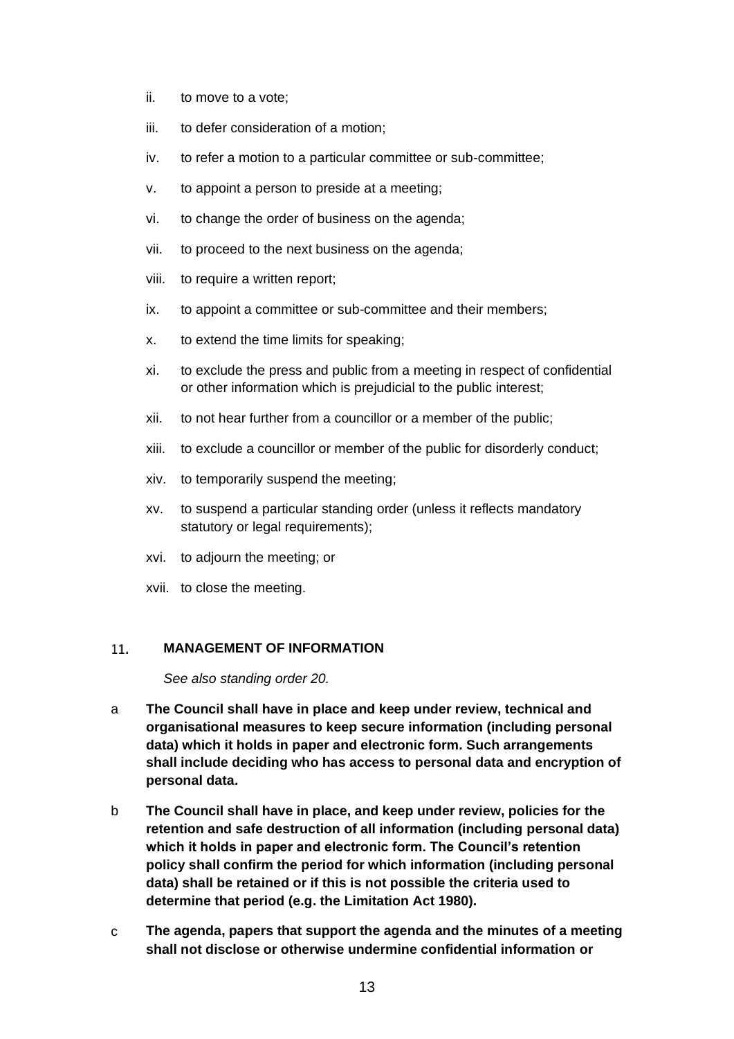ii. to move to a vote;

iii. to defer consideration of a motion;

iv. to refer a motion to a particular committee or sub-committee;

v. to appoint a person to preside at a meeting;

vi. to change the order of business on the agenda;

vii. to proceed to the next business on the agenda;

viii. to require a written report;

ix. to appoint a committee or sub-committee and their members;

x. to extend the time limits for speaking;

xi. to exclude the press and public from a meeting in respect of confidential or other information which is prejudicial to the public interest;

xii. to not hear further from a councillor or a member of the public;

xiii. to exclude a councillor or member of the public for disorderly conduct;

xiv. to temporarily suspend the meeting;

xv. to suspend a particular standing order (unless it reflects mandatory statutory or legal requirements);

xvi. to adjourn the meeting; or

xvii. to close the meeting.

## 11. MANAGEMENT OF INFORMATION

*See also standing order 20.*

a **The Council shall have in place and keep under review, technical and organisational measures to keep secure information (including personal data) which it holds in paper and electronic form. Such arrangements shall include deciding who has access to personal data and encryption of personal data.**

b **The Council shall have in place, and keep under review, policies for the retention and safe destruction of all information (including personal data) which it holds in paper and electronic form. The Council's retention policy shall confirm the period for which information (including personal data) shall be retained or if this is not possible the criteria used to determine that period (e.g. the Limitation Act 1980).**

c **The agenda, papers that support the agenda and the minutes of a meeting shall not disclose or otherwise undermine confidential information or**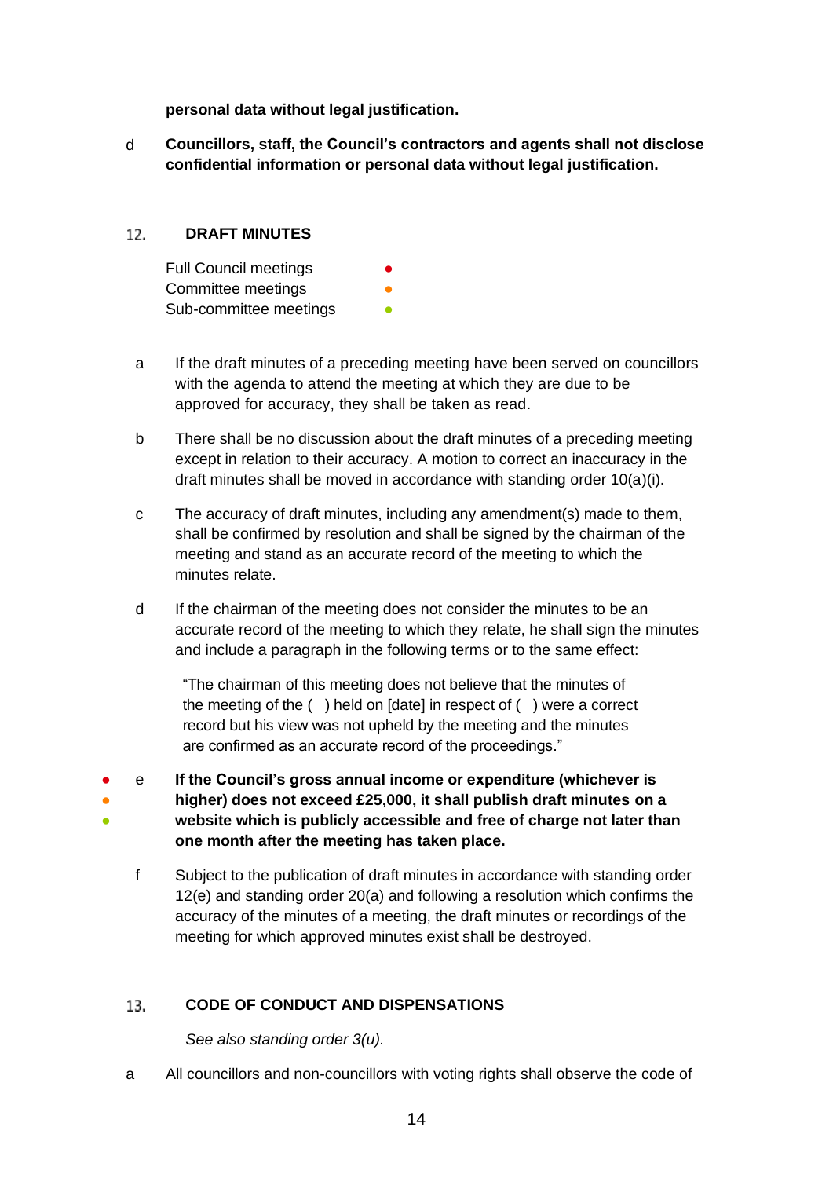**personal data without legal justification.**

d **Councillors, staff, the Council's contractors and agents shall not disclose confidential information or personal data without legal justification.**

## 12. DRAFT MINUTES

Full Council meetings ●
Committee meetings ●
Sub-committee meetings ●

a If the draft minutes of a preceding meeting have been served on councillors with the agenda to attend the meeting at which they are due to be approved for accuracy, they shall be taken as read.

b There shall be no discussion about the draft minutes of a preceding meeting except in relation to their accuracy. A motion to correct an inaccuracy in the draft minutes shall be moved in accordance with standing order 10(a)(i).

c The accuracy of draft minutes, including any amendment(s) made to them, shall be confirmed by resolution and shall be signed by the chairman of the meeting and stand as an accurate record of the meeting to which the minutes relate.

d If the chairman of the meeting does not consider the minutes to be an accurate record of the meeting to which they relate, he shall sign the minutes and include a paragraph in the following terms or to the same effect:

> "The chairman of this meeting does not believe that the minutes of the meeting of the ( ) held on [date] in respect of ( ) were a correct record but his view was not upheld by the meeting and the minutes are confirmed as an accurate record of the proceedings."

● ● ● e **If the Council's gross annual income or expenditure (whichever is higher) does not exceed £25,000, it shall publish draft minutes on a website which is publicly accessible and free of charge not later than one month after the meeting has taken place.**

f Subject to the publication of draft minutes in accordance with standing order 12(e) and standing order 20(a) and following a resolution which confirms the accuracy of the minutes of a meeting, the draft minutes or recordings of the meeting for which approved minutes exist shall be destroyed.

## 13. CODE OF CONDUCT AND DISPENSATIONS

*See also standing order 3(u).*

a All councillors and non-councillors with voting rights shall observe the code of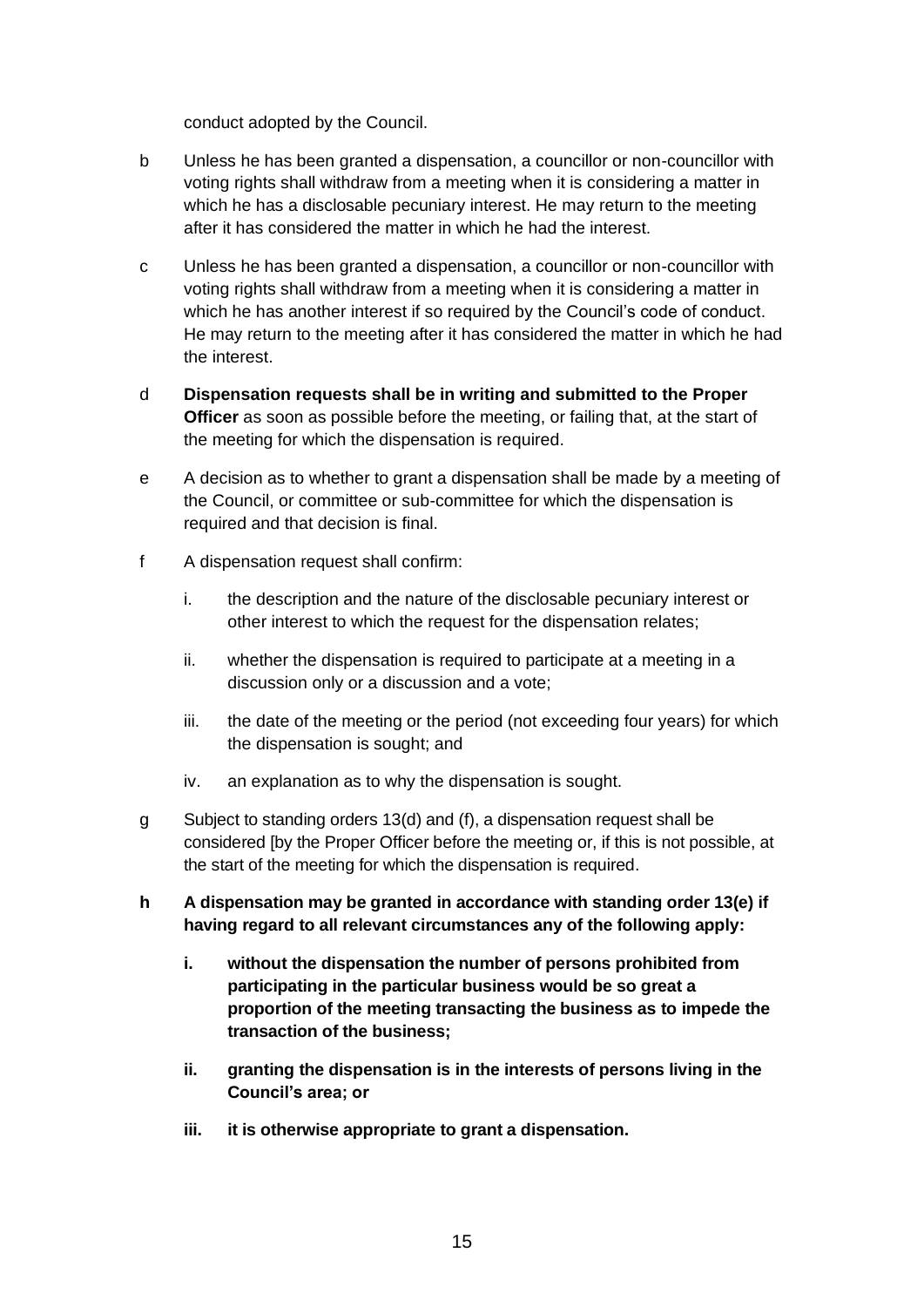conduct adopted by the Council.

b Unless he has been granted a dispensation, a councillor or non-councillor with voting rights shall withdraw from a meeting when it is considering a matter in which he has a disclosable pecuniary interest. He may return to the meeting after it has considered the matter in which he had the interest.

c Unless he has been granted a dispensation, a councillor or non-councillor with voting rights shall withdraw from a meeting when it is considering a matter in which he has another interest if so required by the Council's code of conduct. He may return to the meeting after it has considered the matter in which he had the interest.

d **Dispensation requests shall be in writing and submitted to the Proper Officer** as soon as possible before the meeting, or failing that, at the start of the meeting for which the dispensation is required.

e A decision as to whether to grant a dispensation shall be made by a meeting of the Council, or committee or sub-committee for which the dispensation is required and that decision is final.

f A dispensation request shall confirm:

  i. the description and the nature of the disclosable pecuniary interest or other interest to which the request for the dispensation relates;

  ii. whether the dispensation is required to participate at a meeting in a discussion only or a discussion and a vote;

  iii. the date of the meeting or the period (not exceeding four years) for which the dispensation is sought; and

  iv. an explanation as to why the dispensation is sought.

g Subject to standing orders 13(d) and (f), a dispensation request shall be considered [by the Proper Officer before the meeting or, if this is not possible, at the start of the meeting for which the dispensation is required.

**h A dispensation may be granted in accordance with standing order 13(e) if having regard to all relevant circumstances any of the following apply:**

  **i. without the dispensation the number of persons prohibited from participating in the particular business would be so great a proportion of the meeting transacting the business as to impede the transaction of the business;**

  **ii. granting the dispensation is in the interests of persons living in the Council's area; or**

  **iii. it is otherwise appropriate to grant a dispensation.**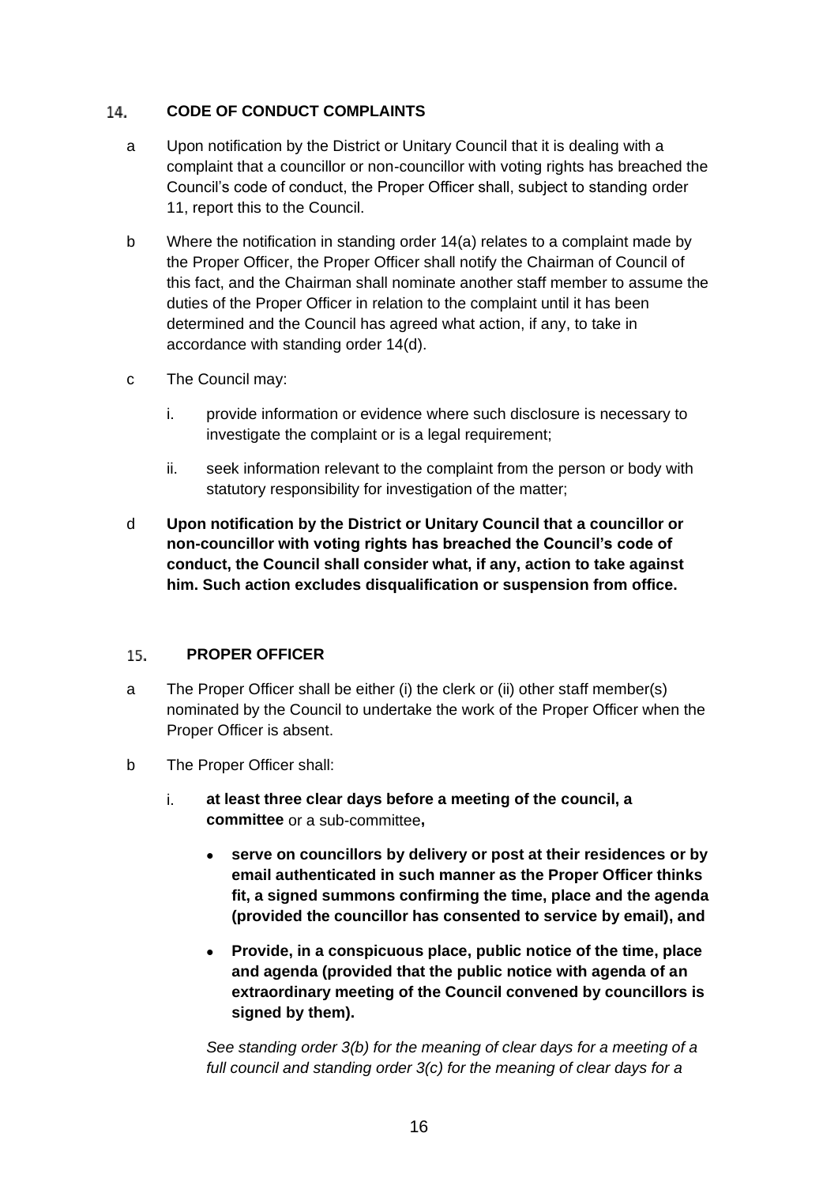## 14. CODE OF CONDUCT COMPLAINTS

a. Upon notification by the District or Unitary Council that it is dealing with a complaint that a councillor or non-councillor with voting rights has breached the Council's code of conduct, the Proper Officer shall, subject to standing order 11, report this to the Council.

b. Where the notification in standing order 14(a) relates to a complaint made by the Proper Officer, the Proper Officer shall notify the Chairman of Council of this fact, and the Chairman shall nominate another staff member to assume the duties of the Proper Officer in relation to the complaint until it has been determined and the Council has agreed what action, if any, to take in accordance with standing order 14(d).

c. The Council may:

   i. provide information or evidence where such disclosure is necessary to investigate the complaint or is a legal requirement;

   ii. seek information relevant to the complaint from the person or body with statutory responsibility for investigation of the matter;

d. **Upon notification by the District or Unitary Council that a councillor or non-councillor with voting rights has breached the Council's code of conduct, the Council shall consider what, if any, action to take against him. Such action excludes disqualification or suspension from office.**

## 15. PROPER OFFICER

a. The Proper Officer shall be either (i) the clerk or (ii) other staff member(s) nominated by the Council to undertake the work of the Proper Officer when the Proper Officer is absent.

b. The Proper Officer shall:

   i. **at least three clear days before a meeting of the council, a committee** or a sub-committee**,**

      - **serve on councillors by delivery or post at their residences or by email authenticated in such manner as the Proper Officer thinks fit, a signed summons confirming the time, place and the agenda (provided the councillor has consented to service by email), and**

      - **Provide, in a conspicuous place, public notice of the time, place and agenda (provided that the public notice with agenda of an extraordinary meeting of the Council convened by councillors is signed by them).**

   *See standing order 3(b) for the meaning of clear days for a meeting of a full council and standing order 3(c) for the meaning of clear days for a*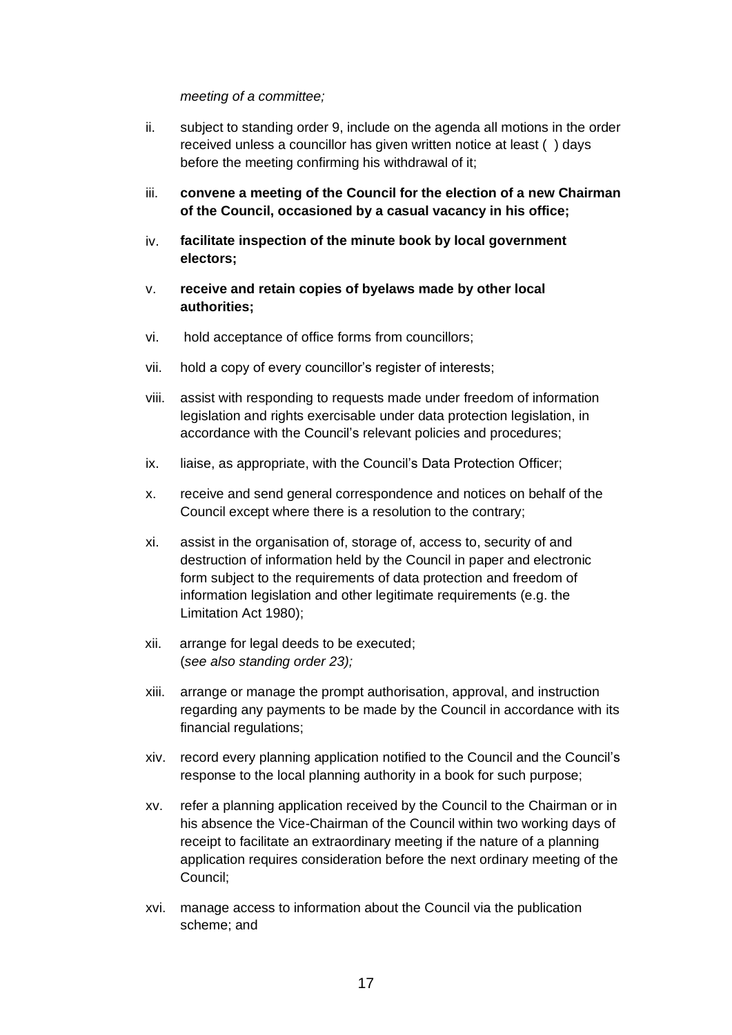*meeting of a committee;*

ii. subject to standing order 9, include on the agenda all motions in the order received unless a councillor has given written notice at least ( ) days before the meeting confirming his withdrawal of it;

iii. **convene a meeting of the Council for the election of a new Chairman of the Council, occasioned by a casual vacancy in his office;**

iv. **facilitate inspection of the minute book by local government electors;**

v. **receive and retain copies of byelaws made by other local authorities;**

vi. hold acceptance of office forms from councillors;

vii. hold a copy of every councillor's register of interests;

viii. assist with responding to requests made under freedom of information legislation and rights exercisable under data protection legislation, in accordance with the Council's relevant policies and procedures;

ix. liaise, as appropriate, with the Council's Data Protection Officer;

x. receive and send general correspondence and notices on behalf of the Council except where there is a resolution to the contrary;

xi. assist in the organisation of, storage of, access to, security of and destruction of information held by the Council in paper and electronic form subject to the requirements of data protection and freedom of information legislation and other legitimate requirements (e.g. the Limitation Act 1980);

xii. arrange for legal deeds to be executed;
(*see also standing order 23);*

xiii. arrange or manage the prompt authorisation, approval, and instruction regarding any payments to be made by the Council in accordance with its financial regulations;

xiv. record every planning application notified to the Council and the Council's response to the local planning authority in a book for such purpose;

xv. refer a planning application received by the Council to the Chairman or in his absence the Vice-Chairman of the Council within two working days of receipt to facilitate an extraordinary meeting if the nature of a planning application requires consideration before the next ordinary meeting of the Council;

xvi. manage access to information about the Council via the publication scheme; and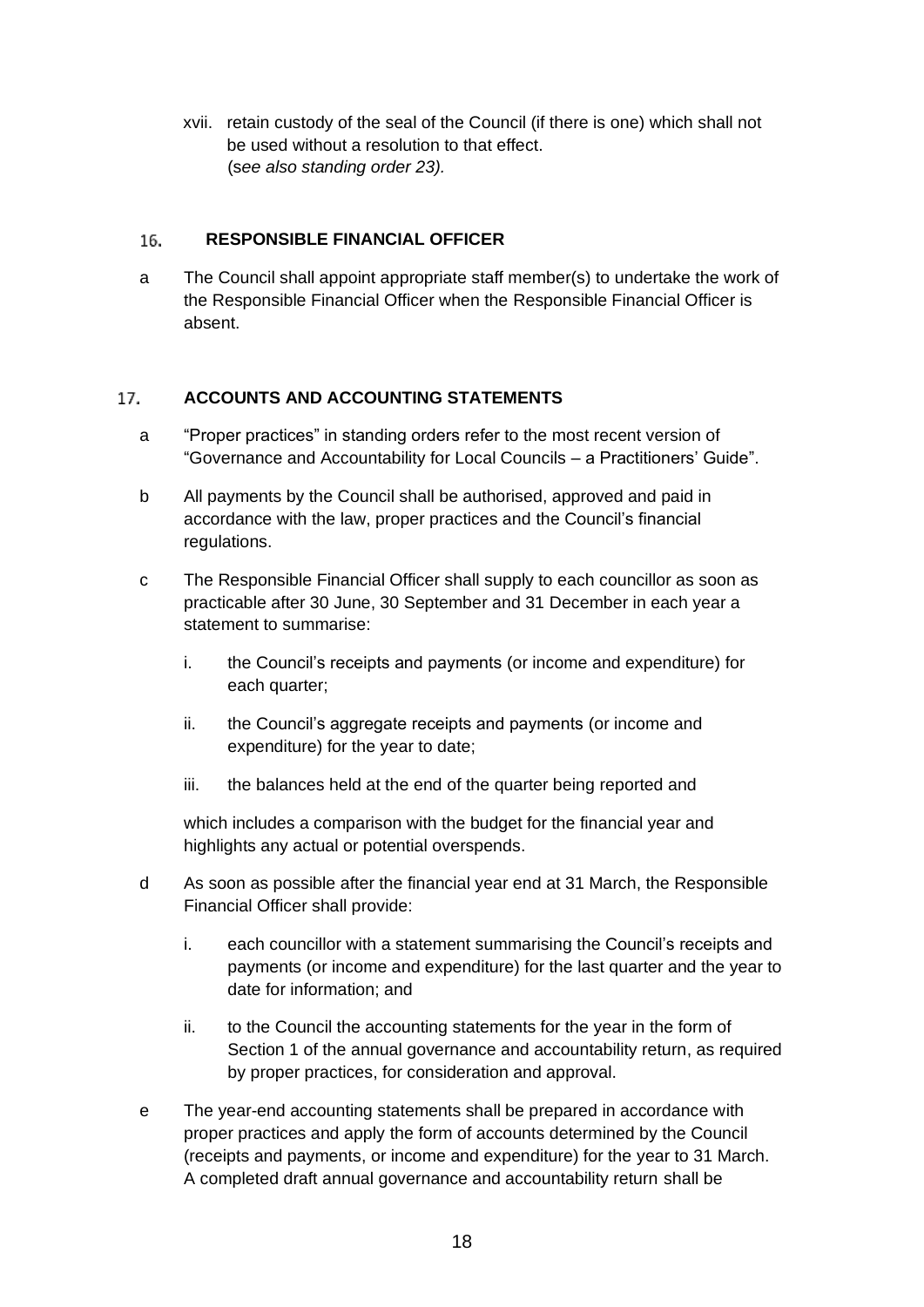xvii. retain custody of the seal of the Council (if there is one) which shall not be used without a resolution to that effect.
(*see also standing order 23).*

## 16. RESPONSIBLE FINANCIAL OFFICER

a The Council shall appoint appropriate staff member(s) to undertake the work of the Responsible Financial Officer when the Responsible Financial Officer is absent.

## 17. ACCOUNTS AND ACCOUNTING STATEMENTS

a "Proper practices" in standing orders refer to the most recent version of "Governance and Accountability for Local Councils – a Practitioners' Guide".

b All payments by the Council shall be authorised, approved and paid in accordance with the law, proper practices and the Council's financial regulations.

c The Responsible Financial Officer shall supply to each councillor as soon as practicable after 30 June, 30 September and 31 December in each year a statement to summarise:

- i. the Council's receipts and payments (or income and expenditure) for each quarter;
- ii. the Council's aggregate receipts and payments (or income and expenditure) for the year to date;
- iii. the balances held at the end of the quarter being reported and

which includes a comparison with the budget for the financial year and highlights any actual or potential overspends.

d As soon as possible after the financial year end at 31 March, the Responsible Financial Officer shall provide:

- i. each councillor with a statement summarising the Council's receipts and payments (or income and expenditure) for the last quarter and the year to date for information; and
- ii. to the Council the accounting statements for the year in the form of Section 1 of the annual governance and accountability return, as required by proper practices, for consideration and approval.

e The year-end accounting statements shall be prepared in accordance with proper practices and apply the form of accounts determined by the Council (receipts and payments, or income and expenditure) for the year to 31 March. A completed draft annual governance and accountability return shall be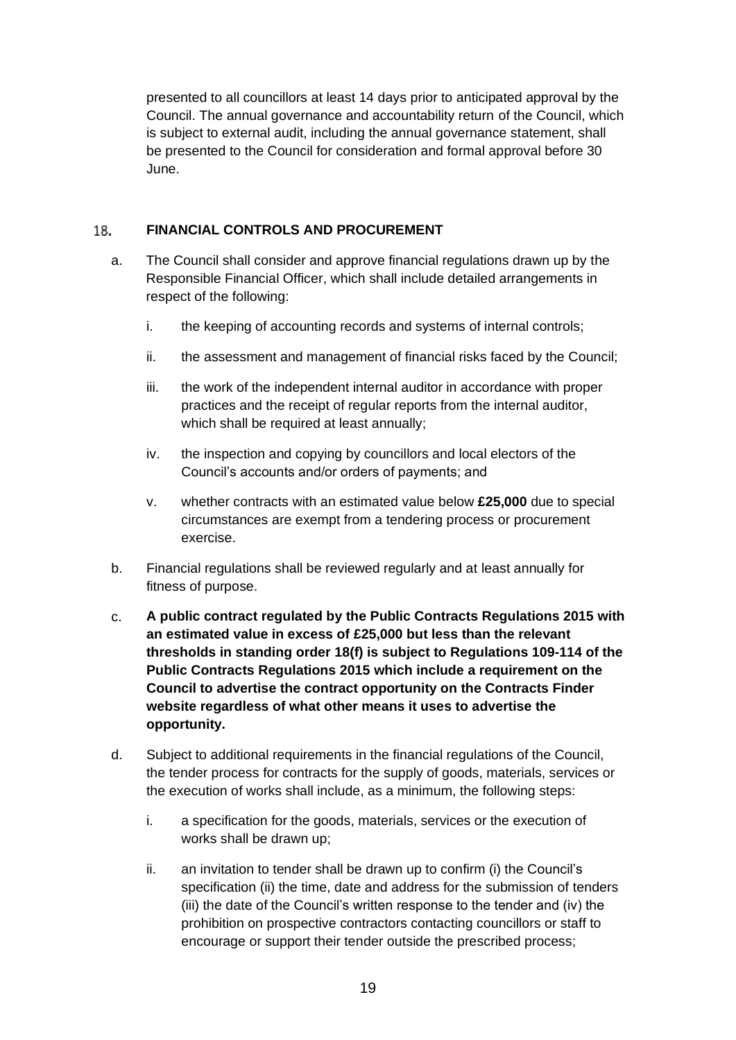presented to all councillors at least 14 days prior to anticipated approval by the Council. The annual governance and accountability return of the Council, which is subject to external audit, including the annual governance statement, shall be presented to the Council for consideration and formal approval before 30 June.

## 18. FINANCIAL CONTROLS AND PROCUREMENT

a. The Council shall consider and approve financial regulations drawn up by the Responsible Financial Officer, which shall include detailed arrangements in respect of the following:

   i. the keeping of accounting records and systems of internal controls;

   ii. the assessment and management of financial risks faced by the Council;

   iii. the work of the independent internal auditor in accordance with proper practices and the receipt of regular reports from the internal auditor, which shall be required at least annually;

   iv. the inspection and copying by councillors and local electors of the Council's accounts and/or orders of payments; and

   v. whether contracts with an estimated value below **£25,000** due to special circumstances are exempt from a tendering process or procurement exercise.

b. Financial regulations shall be reviewed regularly and at least annually for fitness of purpose.

c. **A public contract regulated by the Public Contracts Regulations 2015 with an estimated value in excess of £25,000 but less than the relevant thresholds in standing order 18(f) is subject to Regulations 109-114 of the Public Contracts Regulations 2015 which include a requirement on the Council to advertise the contract opportunity on the Contracts Finder website regardless of what other means it uses to advertise the opportunity.**

d. Subject to additional requirements in the financial regulations of the Council, the tender process for contracts for the supply of goods, materials, services or the execution of works shall include, as a minimum, the following steps:

   i. a specification for the goods, materials, services or the execution of works shall be drawn up;

   ii. an invitation to tender shall be drawn up to confirm (i) the Council's specification (ii) the time, date and address for the submission of tenders (iii) the date of the Council's written response to the tender and (iv) the prohibition on prospective contractors contacting councillors or staff to encourage or support their tender outside the prescribed process;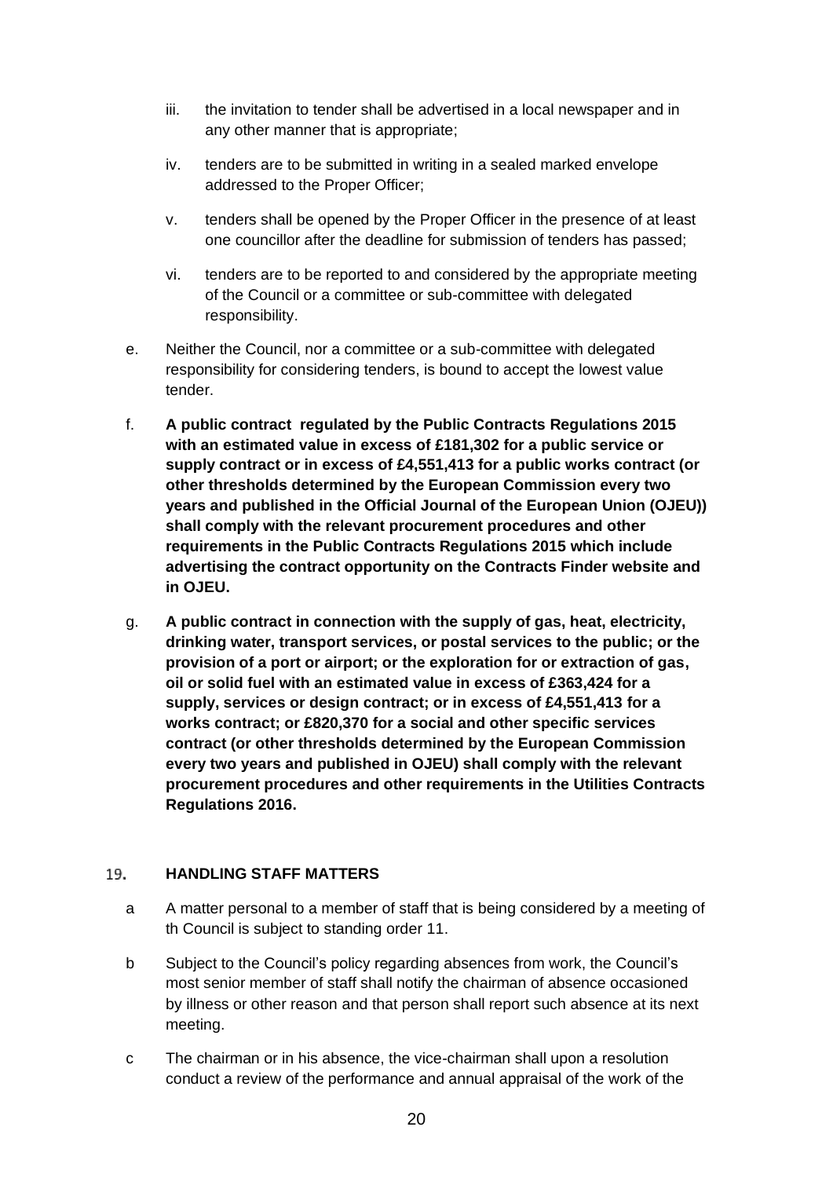- iii. the invitation to tender shall be advertised in a local newspaper and in any other manner that is appropriate;
- iv. tenders are to be submitted in writing in a sealed marked envelope addressed to the Proper Officer;
- v. tenders shall be opened by the Proper Officer in the presence of at least one councillor after the deadline for submission of tenders has passed;
- vi. tenders are to be reported to and considered by the appropriate meeting of the Council or a committee or sub-committee with delegated responsibility.

e. Neither the Council, nor a committee or a sub-committee with delegated responsibility for considering tenders, is bound to accept the lowest value tender.

f. **A public contract regulated by the Public Contracts Regulations 2015 with an estimated value in excess of £181,302 for a public service or supply contract or in excess of £4,551,413 for a public works contract (or other thresholds determined by the European Commission every two years and published in the Official Journal of the European Union (OJEU)) shall comply with the relevant procurement procedures and other requirements in the Public Contracts Regulations 2015 which include advertising the contract opportunity on the Contracts Finder website and in OJEU.**

g. **A public contract in connection with the supply of gas, heat, electricity, drinking water, transport services, or postal services to the public; or the provision of a port or airport; or the exploration for or extraction of gas, oil or solid fuel with an estimated value in excess of £363,424 for a supply, services or design contract; or in excess of £4,551,413 for a works contract; or £820,370 for a social and other specific services contract (or other thresholds determined by the European Commission every two years and published in OJEU) shall comply with the relevant procurement procedures and other requirements in the Utilities Contracts Regulations 2016.**

## 19. HANDLING STAFF MATTERS

a A matter personal to a member of staff that is being considered by a meeting of th Council is subject to standing order 11.

b Subject to the Council's policy regarding absences from work, the Council's most senior member of staff shall notify the chairman of absence occasioned by illness or other reason and that person shall report such absence at its next meeting.

c The chairman or in his absence, the vice-chairman shall upon a resolution conduct a review of the performance and annual appraisal of the work of the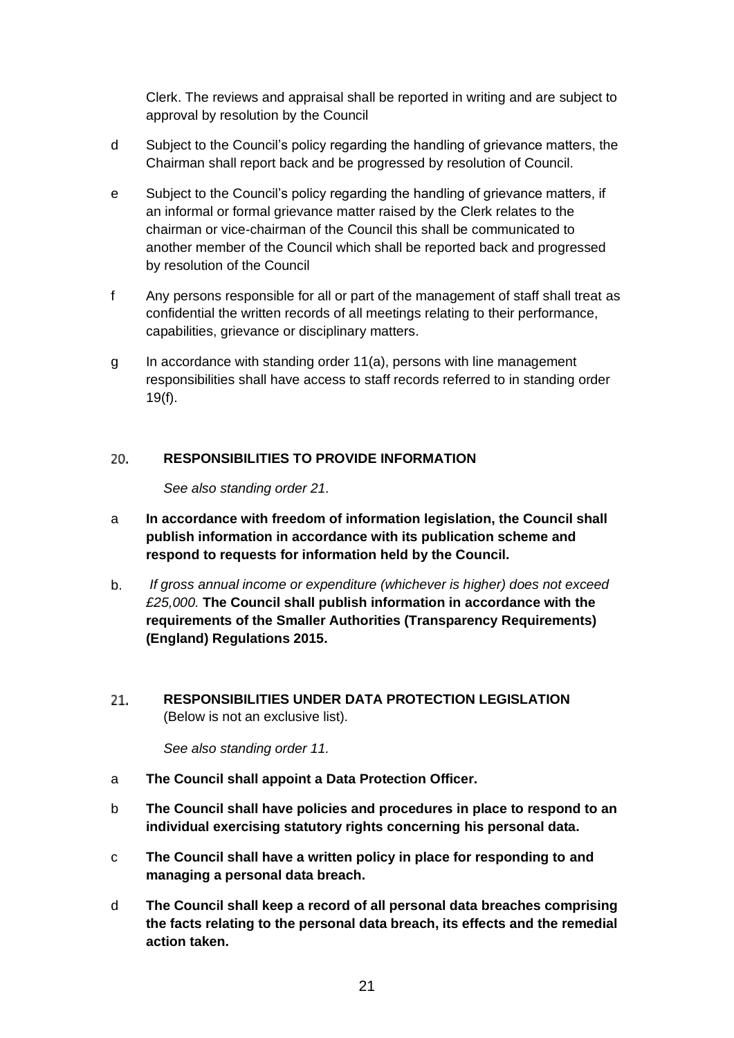Clerk. The reviews and appraisal shall be reported in writing and are subject to approval by resolution by the Council

d Subject to the Council's policy regarding the handling of grievance matters, the Chairman shall report back and be progressed by resolution of Council.

e Subject to the Council's policy regarding the handling of grievance matters, if an informal or formal grievance matter raised by the Clerk relates to the chairman or vice-chairman of the Council this shall be communicated to another member of the Council which shall be reported back and progressed by resolution of the Council

f Any persons responsible for all or part of the management of staff shall treat as confidential the written records of all meetings relating to their performance, capabilities, grievance or disciplinary matters.

g In accordance with standing order 11(a), persons with line management responsibilities shall have access to staff records referred to in standing order 19(f).

## 20. RESPONSIBILITIES TO PROVIDE INFORMATION

*See also standing order 21.*

a **In accordance with freedom of information legislation, the Council shall publish information in accordance with its publication scheme and respond to requests for information held by the Council.**

b. *If gross annual income or expenditure (whichever is higher) does not exceed £25,000.* **The Council shall publish information in accordance with the requirements of the Smaller Authorities (Transparency Requirements) (England) Regulations 2015.**

## 21. RESPONSIBILITIES UNDER DATA PROTECTION LEGISLATION

(Below is not an exclusive list).

*See also standing order 11.*

a **The Council shall appoint a Data Protection Officer.**

b **The Council shall have policies and procedures in place to respond to an individual exercising statutory rights concerning his personal data.**

c **The Council shall have a written policy in place for responding to and managing a personal data breach.**

d **The Council shall keep a record of all personal data breaches comprising the facts relating to the personal data breach, its effects and the remedial action taken.**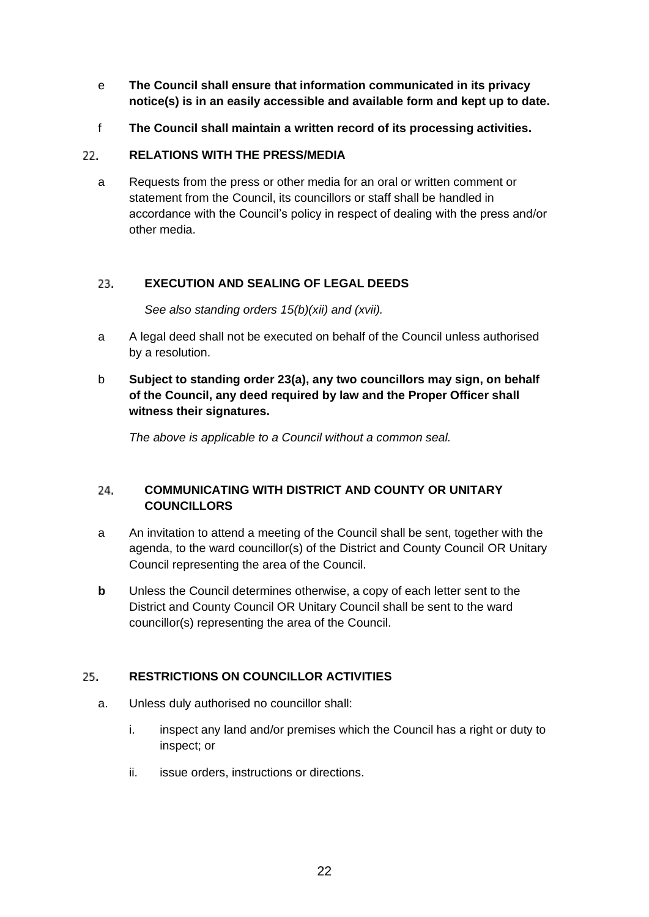e **The Council shall ensure that information communicated in its privacy notice(s) is in an easily accessible and available form and kept up to date.**

f **The Council shall maintain a written record of its processing activities.**

## 22. RELATIONS WITH THE PRESS/MEDIA

a Requests from the press or other media for an oral or written comment or statement from the Council, its councillors or staff shall be handled in accordance with the Council's policy in respect of dealing with the press and/or other media.

## 23. EXECUTION AND SEALING OF LEGAL DEEDS

*See also standing orders 15(b)(xii) and (xvii).*

a A legal deed shall not be executed on behalf of the Council unless authorised by a resolution.

b **Subject to standing order 23(a), any two councillors may sign, on behalf of the Council, any deed required by law and the Proper Officer shall witness their signatures.**

*The above is applicable to a Council without a common seal.*

## 24. COMMUNICATING WITH DISTRICT AND COUNTY OR UNITARY COUNCILLORS

a An invitation to attend a meeting of the Council shall be sent, together with the agenda, to the ward councillor(s) of the District and County Council OR Unitary Council representing the area of the Council.

**b** Unless the Council determines otherwise, a copy of each letter sent to the District and County Council OR Unitary Council shall be sent to the ward councillor(s) representing the area of the Council.

## 25. RESTRICTIONS ON COUNCILLOR ACTIVITIES

a. Unless duly authorised no councillor shall:

i. inspect any land and/or premises which the Council has a right or duty to inspect; or

ii. issue orders, instructions or directions.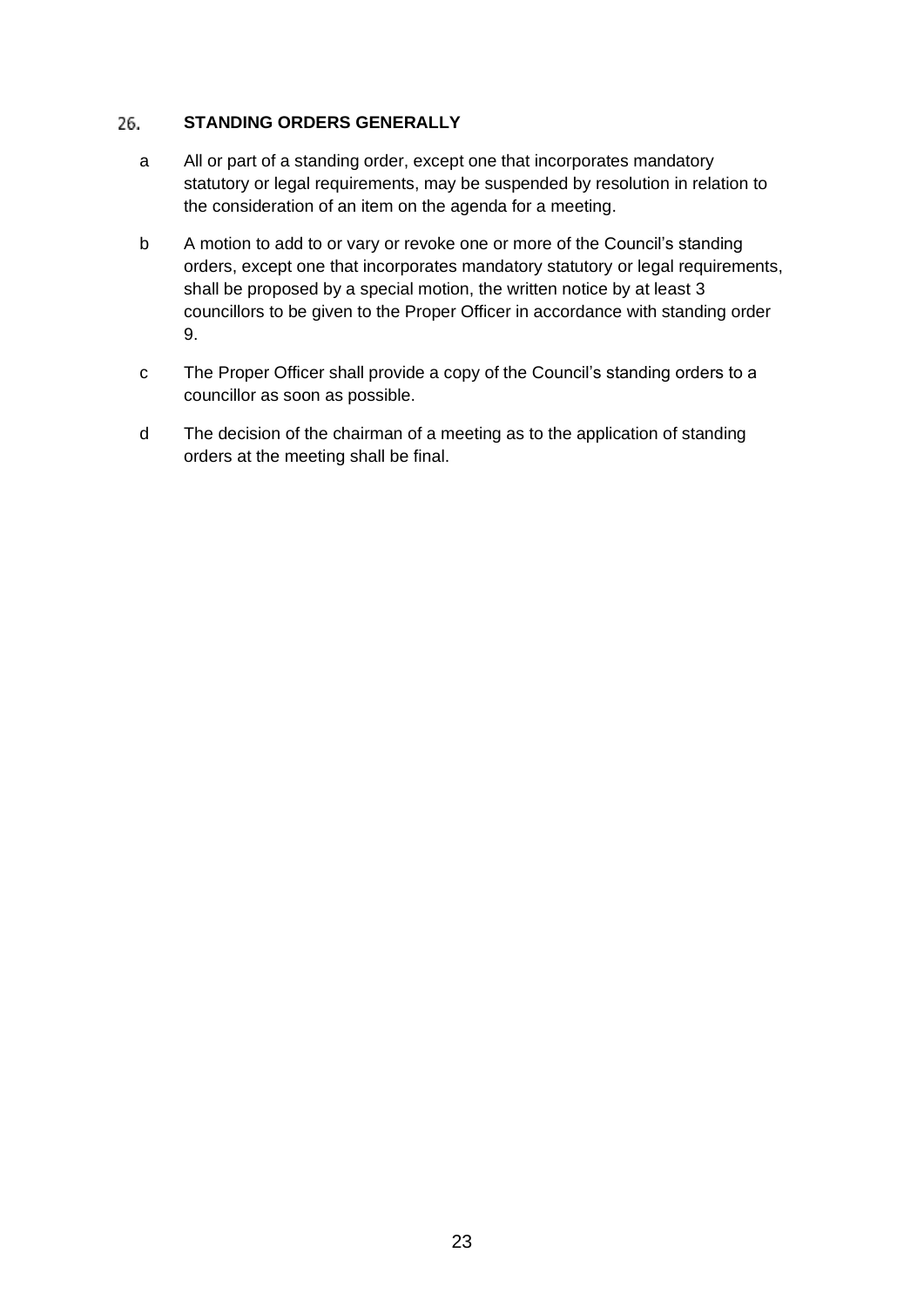## 26. STANDING ORDERS GENERALLY

a All or part of a standing order, except one that incorporates mandatory statutory or legal requirements, may be suspended by resolution in relation to the consideration of an item on the agenda for a meeting.

b A motion to add to or vary or revoke one or more of the Council's standing orders, except one that incorporates mandatory statutory or legal requirements, shall be proposed by a special motion, the written notice by at least 3 councillors to be given to the Proper Officer in accordance with standing order 9.

c The Proper Officer shall provide a copy of the Council's standing orders to a councillor as soon as possible.

d The decision of the chairman of a meeting as to the application of standing orders at the meeting shall be final.